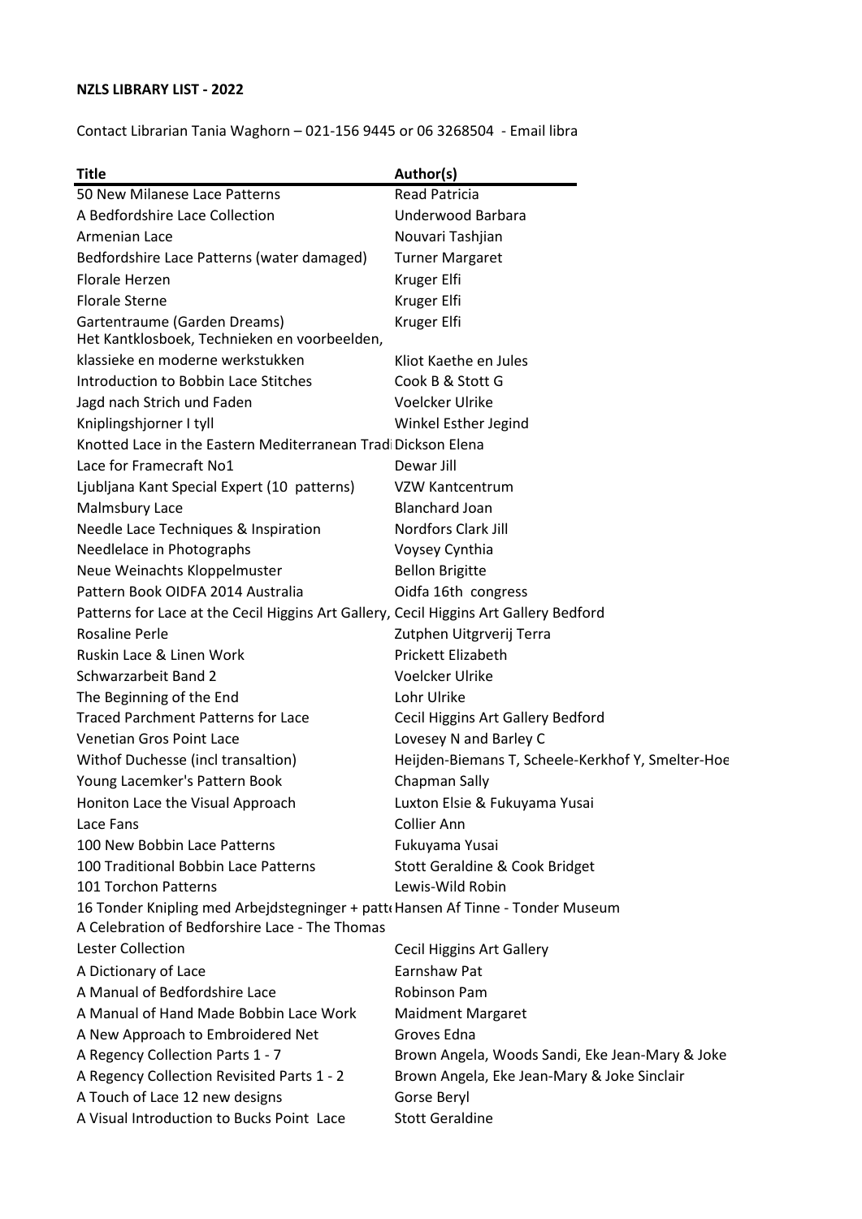**NZLS LIBRARY LIST - 2022**

Contact Librarian Tania Waghorn – 021-156 9445 or 06 3268504 - Email libra

| Title | Author(s) |
|---|---|
| 50 New Milanese Lace Patterns | Read Patricia |
| A Bedfordshire Lace Collection | Underwood Barbara |
| Armenian Lace | Nouvari Tashjian |
| Bedfordshire Lace Patterns (water damaged) | Turner Margaret |
| Florale Herzen | Kruger Elfi |
| Florale Sterne | Kruger Elfi |
| Gartentraume (Garden Dreams) | Kruger Elfi |
| Het Kantklosboek, Technieken en voorbeelden, klassieke en moderne werkstukken | Kliot Kaethe en Jules |
| Introduction to Bobbin Lace Stitches | Cook B & Stott G |
| Jagd nach Strich und Faden | Voelcker Ulrike |
| Kniplingshjorner I tyll | Winkel Esther Jegind |
| Knotted Lace in the Eastern Mediterranean Tradi | Dickson Elena |
| Lace for Framecraft No1 | Dewar Jill |
| Ljubljana Kant Special Expert (10 patterns) | VZW Kantcentrum |
| Malmsbury Lace | Blanchard Joan |
| Needle Lace Techniques & Inspiration | Nordfors Clark Jill |
| Needlelace in Photographs | Voysey Cynthia |
| Neue Weinachts Kloppelmuster | Bellon Brigitte |
| Pattern Book OIDFA 2014 Australia | Oidfa 16th congress |
| Patterns for Lace at the Cecil Higgins Art Gallery, | Cecil Higgins Art Gallery Bedford |
| Rosaline Perle | Zutphen Uitgrverij Terra |
| Ruskin Lace & Linen Work | Prickett Elizabeth |
| Schwarzarbeit Band 2 | Voelcker Ulrike |
| The Beginning of the End | Lohr Ulrike |
| Traced Parchment Patterns for Lace | Cecil Higgins Art Gallery Bedford |
| Venetian Gros Point Lace | Lovesey N and Barley C |
| Withof Duchesse (incl transaltion) | Heijden-Biemans T, Scheele-Kerkhof Y, Smelter-Hoe |
| Young Lacemker's Pattern Book | Chapman Sally |
| Honiton Lace the Visual Approach | Luxton Elsie & Fukuyama Yusai |
| Lace Fans | Collier Ann |
| 100 New Bobbin Lace Patterns | Fukuyama Yusai |
| 100 Traditional Bobbin Lace Patterns | Stott Geraldine & Cook Bridget |
| 101 Torchon Patterns | Lewis-Wild Robin |
| 16 Tonder Knipling med Arbejdstegninger + patt | Hansen Af Tinne - Tonder Museum |
| A Celebration of Bedforshire Lace - The Thomas Lester Collection | Cecil Higgins Art Gallery |
| A Dictionary of Lace | Earnshaw Pat |
| A Manual of Bedfordshire Lace | Robinson Pam |
| A Manual of Hand Made Bobbin Lace Work | Maidment Margaret |
| A New Approach to Embroidered Net | Groves Edna |
| A Regency Collection Parts 1 - 7 | Brown Angela, Woods Sandi, Eke Jean-Mary & Joke |
| A Regency Collection Revisited Parts 1 - 2 | Brown Angela, Eke Jean-Mary & Joke Sinclair |
| A Touch of Lace 12 new designs | Gorse Beryl |
| A Visual Introduction to Bucks Point Lace | Stott Geraldine |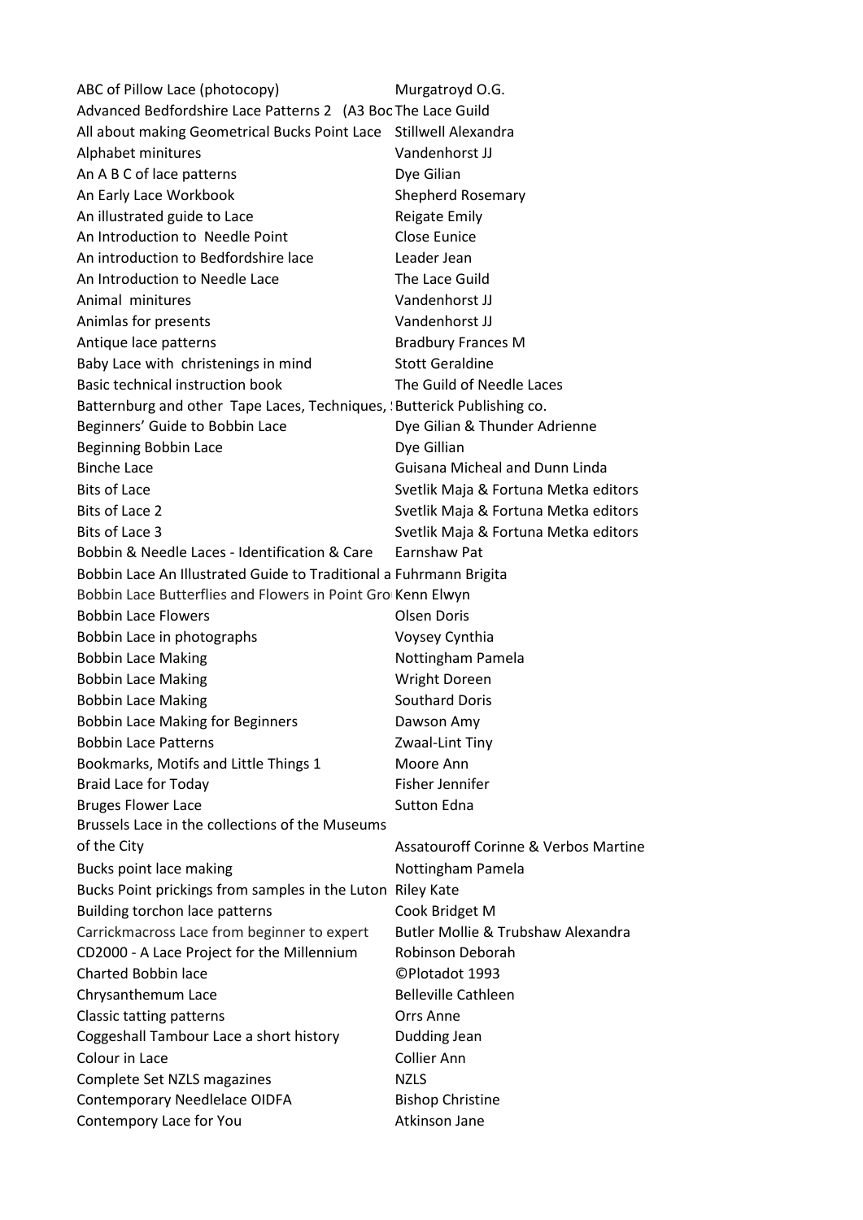| | |
|---|---|
| ABC of Pillow Lace (photocopy) | Murgatroyd O.G. |
| Advanced Bedfordshire Lace Patterns 2 (A3 Boo | The Lace Guild |
| All about making Geometrical Bucks Point Lace | Stillwell Alexandra |
| Alphabet minitures | Vandenhorst JJ |
| An A B C of lace patterns | Dye Gilian |
| An Early Lace Workbook | Shepherd Rosemary |
| An illustrated guide to Lace | Reigate Emily |
| An Introduction to Needle Point | Close Eunice |
| An introduction to Bedfordshire lace | Leader Jean |
| An Introduction to Needle Lace | The Lace Guild |
| Animal minitures | Vandenhorst JJ |
| Animlas for presents | Vandenhorst JJ |
| Antique lace patterns | Bradbury Frances M |
| Baby Lace with christenings in mind | Stott Geraldine |
| Basic technical instruction book | The Guild of Needle Laces |
| Batternburg and other Tape Laces, Techniques, ! | Butterick Publishing co. |
| Beginners' Guide to Bobbin Lace | Dye Gilian & Thunder Adrienne |
| Beginning Bobbin Lace | Dye Gillian |
| Binche Lace | Guisana Micheal and Dunn Linda |
| Bits of Lace | Svetlik Maja & Fortuna Metka editors |
| Bits of Lace 2 | Svetlik Maja & Fortuna Metka editors |
| Bits of Lace 3 | Svetlik Maja & Fortuna Metka editors |
| Bobbin & Needle Laces - Identification & Care | Earnshaw Pat |
| Bobbin Lace An Illustrated Guide to Traditional a | Fuhrmann Brigita |
| Bobbin Lace Butterflies and Flowers in Point Gro | Kenn Elwyn |
| Bobbin Lace Flowers | Olsen Doris |
| Bobbin Lace in photographs | Voysey Cynthia |
| Bobbin Lace Making | Nottingham Pamela |
| Bobbin Lace Making | Wright Doreen |
| Bobbin Lace Making | Southard Doris |
| Bobbin Lace Making for Beginners | Dawson Amy |
| Bobbin Lace Patterns | Zwaal-Lint Tiny |
| Bookmarks, Motifs and Little Things 1 | Moore Ann |
| Braid Lace for Today | Fisher Jennifer |
| Bruges Flower Lace | Sutton Edna |
| Brussels Lace in the collections of the Museums of the City | Assatouroff Corinne & Verbos Martine |
| Bucks point lace making | Nottingham Pamela |
| Bucks Point prickings from samples in the Luton | Riley Kate |
| Building torchon lace patterns | Cook Bridget M |
| Carrickmacross Lace from beginner to expert | Butler Mollie & Trubshaw Alexandra |
| CD2000 - A Lace Project for the Millennium | Robinson Deborah |
| Charted Bobbin lace | ©Plotadot 1993 |
| Chrysanthemum Lace | Belleville Cathleen |
| Classic tatting patterns | Orrs Anne |
| Coggeshall Tambour Lace a short history | Dudding Jean |
| Colour in Lace | Collier Ann |
| Complete Set NZLS magazines | NZLS |
| Contemporary Needlelace OIDFA | Bishop Christine |
| Contempory Lace for You | Atkinson Jane |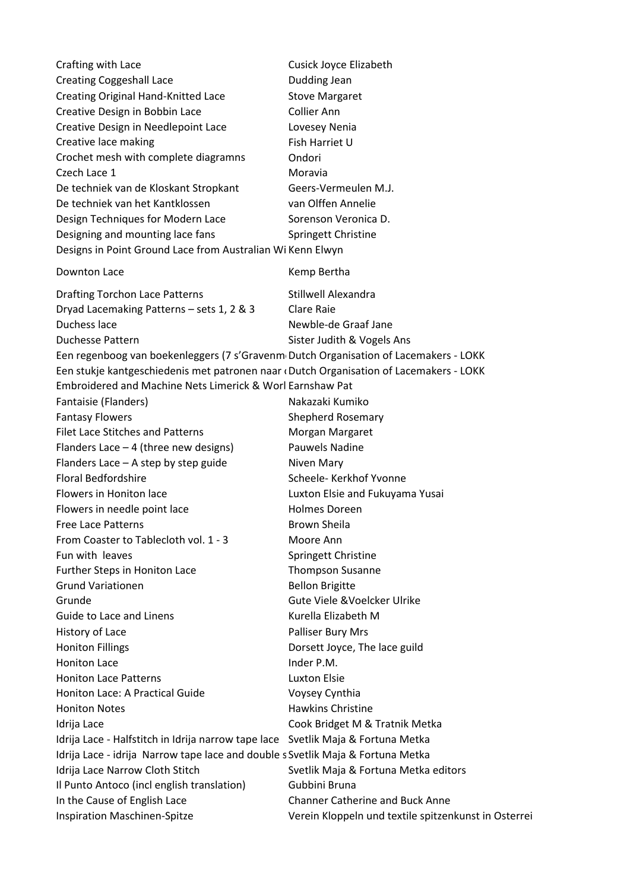| | |
|---|---|
| Crafting with Lace | Cusick Joyce Elizabeth |
| Creating Coggeshall Lace | Dudding Jean |
| Creating Original Hand-Knitted Lace | Stove Margaret |
| Creative Design in Bobbin Lace | Collier Ann |
| Creative Design in Needlepoint Lace | Lovesey Nenia |
| Creative lace making | Fish Harriet U |
| Crochet mesh with complete diagramns | Ondori |
| Czech Lace 1 | Moravia |
| De techniek van de Kloskant Stropkant | Geers-Vermeulen M.J. |
| De techniek van het Kantklossen | van Olffen Annelie |
| Design Techniques for Modern Lace | Sorenson Veronica D. |
| Designing and mounting lace fans | Springett Christine |
| Designs in Point Ground Lace from Australian Wi | Kenn Elwyn |
| Downton Lace | Kemp Bertha |
| Drafting Torchon Lace Patterns | Stillwell Alexandra |
| Dryad Lacemaking Patterns – sets 1, 2 & 3 | Clare Raie |
| Duchess lace | Newble-de Graaf Jane |
| Duchesse Pattern | Sister Judith & Vogels Ans |
| Een regenboog van boekenleggers (7 s'Gravenm | Dutch Organisation of Lacemakers - LOKK |
| Een stukje kantgeschiedenis met patronen naar | Dutch Organisation of Lacemakers - LOKK |
| Embroidered and Machine Nets Limerick & Worl | Earnshaw Pat |
| Fantaisie (Flanders) | Nakazaki Kumiko |
| Fantasy Flowers | Shepherd Rosemary |
| Filet Lace Stitches and Patterns | Morgan Margaret |
| Flanders Lace – 4 (three new designs) | Pauwels Nadine |
| Flanders Lace – A step by step guide | Niven Mary |
| Floral Bedfordshire | Scheele- Kerkhof Yvonne |
| Flowers in Honiton lace | Luxton Elsie and Fukuyama Yusai |
| Flowers in needle point lace | Holmes Doreen |
| Free Lace Patterns | Brown Sheila |
| From Coaster to Tablecloth vol. 1 - 3 | Moore Ann |
| Fun with leaves | Springett Christine |
| Further Steps in Honiton Lace | Thompson Susanne |
| Grund Variationen | Bellon Brigitte |
| Grunde | Gute Viele &Voelcker Ulrike |
| Guide to Lace and Linens | Kurella Elizabeth M |
| History of Lace | Palliser Bury Mrs |
| Honiton Fillings | Dorsett Joyce, The lace guild |
| Honiton Lace | Inder P.M. |
| Honiton Lace Patterns | Luxton Elsie |
| Honiton Lace: A Practical Guide | Voysey Cynthia |
| Honiton Notes | Hawkins Christine |
| Idrija Lace | Cook Bridget M & Tratnik Metka |
| Idrija Lace - Halfstitch in Idrija narrow tape lace | Svetlik Maja & Fortuna Metka |
| Idrija Lace - idrija Narrow tape lace and double s | Svetlik Maja & Fortuna Metka |
| Idrija Lace Narrow Cloth Stitch | Svetlik Maja & Fortuna Metka editors |
| Il Punto Antoco (incl english translation) | Gubbini Bruna |
| In the Cause of English Lace | Channer Catherine and Buck Anne |
| Inspiration Maschinen-Spitze | Verein Kloppeln und textile spitzenkunst in Osterrei |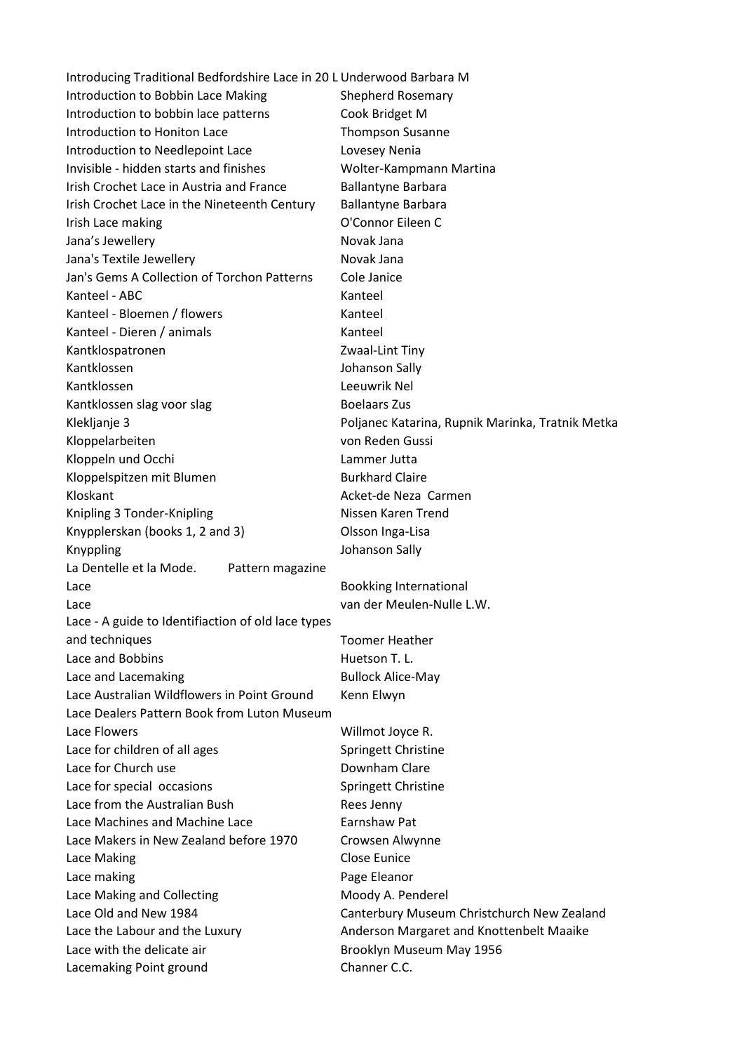| | |
|---|---|
| Introducing Traditional Bedfordshire Lace in 20 L | Underwood Barbara M |
| Introduction to Bobbin Lace Making | Shepherd Rosemary |
| Introduction to bobbin lace patterns | Cook Bridget M |
| Introduction to Honiton Lace | Thompson Susanne |
| Introduction to Needlepoint Lace | Lovesey Nenia |
| Invisible - hidden starts and finishes | Wolter-Kampmann Martina |
| Irish Crochet Lace in Austria and France | Ballantyne Barbara |
| Irish Crochet Lace in the Nineteenth Century | Ballantyne Barbara |
| Irish Lace making | O'Connor Eileen C |
| Jana's Jewellery | Novak Jana |
| Jana's Textile Jewellery | Novak Jana |
| Jan's Gems A Collection of Torchon Patterns | Cole Janice |
| Kanteel - ABC | Kanteel |
| Kanteel - Bloemen / flowers | Kanteel |
| Kanteel - Dieren / animals | Kanteel |
| Kantklospatronen | Zwaal-Lint Tiny |
| Kantklossen | Johanson Sally |
| Kantklossen | Leeuwrik Nel |
| Kantklossen slag voor slag | Boelaars Zus |
| Klekljanje 3 | Poljanec Katarina, Rupnik Marinka, Tratnik Metka |
| Kloppelarbeiten | von Reden Gussi |
| Kloppeln und Occhi | Lammer Jutta |
| Kloppelspitzen mit Blumen | Burkhard Claire |
| Kloskant | Acket-de Neza Carmen |
| Knipling 3 Tonder-Knipling | Nissen Karen Trend |
| Knypplerskan (books 1, 2 and 3) | Olsson Inga-Lisa |
| Knyppling | Johanson Sally |
| La Dentelle et la Mode. Pattern magazine | |
| Lace | Bookking International |
| Lace | van der Meulen-Nulle L.W. |
| Lace - A guide to Identifiaction of old lace types and techniques | Toomer Heather |
| Lace and Bobbins | Huetson T. L. |
| Lace and Lacemaking | Bullock Alice-May |
| Lace Australian Wildflowers in Point Ground | Kenn Elwyn |
| Lace Dealers Pattern Book from Luton Museum | |
| Lace Flowers | Willmot Joyce R. |
| Lace for children of all ages | Springett Christine |
| Lace for Church use | Downham Clare |
| Lace for special occasions | Springett Christine |
| Lace from the Australian Bush | Rees Jenny |
| Lace Machines and Machine Lace | Earnshaw Pat |
| Lace Makers in New Zealand before 1970 | Crowsen Alwynne |
| Lace Making | Close Eunice |
| Lace making | Page Eleanor |
| Lace Making and Collecting | Moody A. Penderel |
| Lace Old and New 1984 | Canterbury Museum Christchurch New Zealand |
| Lace the Labour and the Luxury | Anderson Margaret and Knottenbelt Maaike |
| Lace with the delicate air | Brooklyn Museum May 1956 |
| Lacemaking Point ground | Channer C.C. |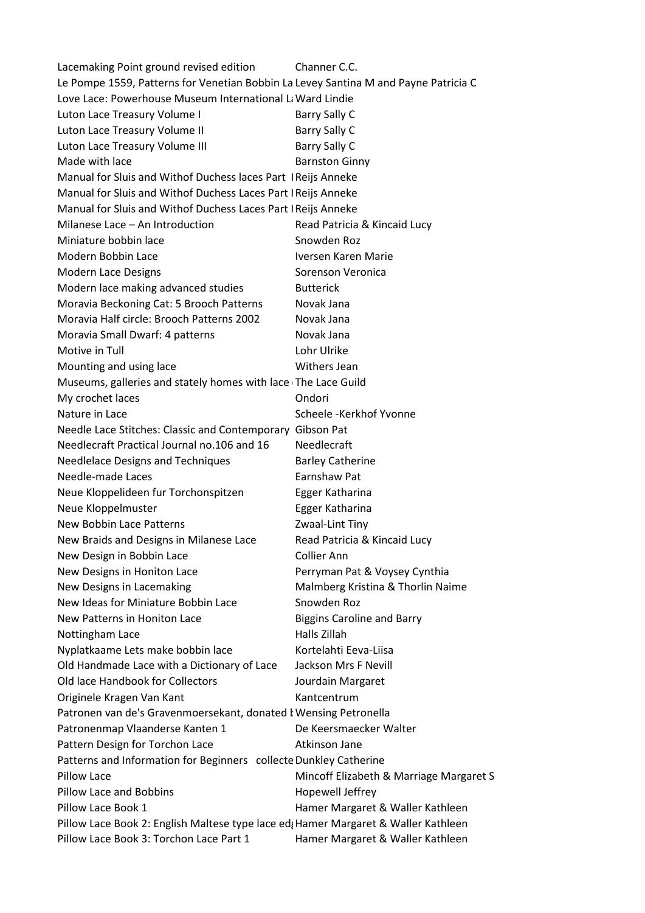| | |
|---|---|
| Lacemaking Point ground revised edition | Channer C.C. |
| Le Pompe 1559, Patterns for Venetian Bobbin La | Levey Santina M and Payne Patricia C |
| Love Lace: Powerhouse Museum International La | Ward Lindie |
| Luton Lace Treasury Volume I | Barry Sally C |
| Luton Lace Treasury Volume II | Barry Sally C |
| Luton Lace Treasury Volume III | Barry Sally C |
| Made with lace | Barnston Ginny |
| Manual for Sluis and Withof Duchess laces Part I | Reijs Anneke |
| Manual for Sluis and Withof Duchess Laces Part I | Reijs Anneke |
| Manual for Sluis and Withof Duchess Laces Part I | Reijs Anneke |
| Milanese Lace – An Introduction | Read Patricia & Kincaid Lucy |
| Miniature bobbin lace | Snowden Roz |
| Modern Bobbin Lace | Iversen Karen Marie |
| Modern Lace Designs | Sorenson Veronica |
| Modern lace making advanced studies | Butterick |
| Moravia Beckoning Cat: 5 Brooch Patterns | Novak Jana |
| Moravia Half circle: Brooch Patterns 2002 | Novak Jana |
| Moravia Small Dwarf: 4 patterns | Novak Jana |
| Motive in Tull | Lohr Ulrike |
| Mounting and using lace | Withers Jean |
| Museums, galleries and stately homes with lace | The Lace Guild |
| My crochet laces | Ondori |
| Nature in Lace | Scheele -Kerkhof Yvonne |
| Needle Lace Stitches: Classic and Contemporary | Gibson Pat |
| Needlecraft Practical Journal no.106 and 16 | Needlecraft |
| Needlelace Designs and Techniques | Barley Catherine |
| Needle-made Laces | Earnshaw Pat |
| Neue Kloppelideen fur Torchonspitzen | Egger Katharina |
| Neue Kloppelmuster | Egger Katharina |
| New Bobbin Lace Patterns | Zwaal-Lint Tiny |
| New Braids and Designs in Milanese Lace | Read Patricia & Kincaid Lucy |
| New Design in Bobbin Lace | Collier Ann |
| New Designs in Honiton Lace | Perryman Pat & Voysey Cynthia |
| New Designs in Lacemaking | Malmberg Kristina & Thorlin Naime |
| New Ideas for Miniature Bobbin Lace | Snowden Roz |
| New Patterns in Honiton Lace | Biggins Caroline and Barry |
| Nottingham Lace | Halls Zillah |
| Nyplatkaame Lets make bobbin lace | Kortelahti Eeva-Liisa |
| Old Handmade Lace with a Dictionary of Lace | Jackson Mrs F Nevill |
| Old lace Handbook for Collectors | Jourdain Margaret |
| Originele Kragen Van Kant | Kantcentrum |
| Patronen van de's Gravenmoersekant, donated b | Wensing Petronella |
| Patronenmap Vlaanderse Kanten 1 | De Keersmaecker Walter |
| Pattern Design for Torchon Lace | Atkinson Jane |
| Patterns and Information for Beginners collecte | Dunkley Catherine |
| Pillow Lace | Mincoff Elizabeth & Marriage Margaret S |
| Pillow Lace and Bobbins | Hopewell Jeffrey |
| Pillow Lace Book 1 | Hamer Margaret & Waller Kathleen |
| Pillow Lace Book 2: English Maltese type lace ed | Hamer Margaret & Waller Kathleen |
| Pillow Lace Book 3: Torchon Lace Part 1 | Hamer Margaret & Waller Kathleen |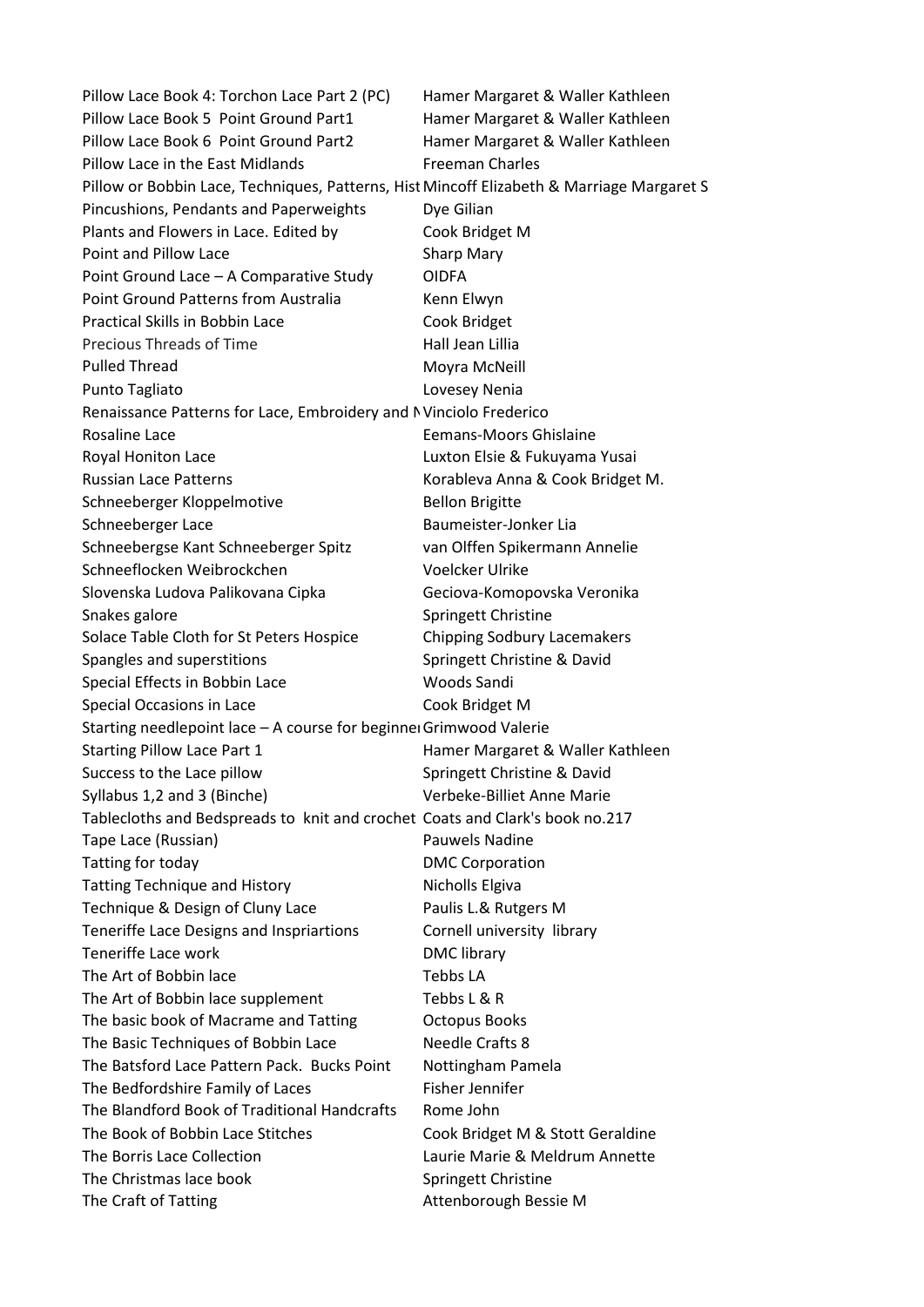| | |
|---|---|
| Pillow Lace Book 4: Torchon Lace Part 2 (PC) | Hamer Margaret & Waller Kathleen |
| Pillow Lace Book 5 Point Ground Part1 | Hamer Margaret & Waller Kathleen |
| Pillow Lace Book 6 Point Ground Part2 | Hamer Margaret & Waller Kathleen |
| Pillow Lace in the East Midlands | Freeman Charles |
| Pillow or Bobbin Lace, Techniques, Patterns, Hist | Mincoff Elizabeth & Marriage Margaret S |
| Pincushions, Pendants and Paperweights | Dye Gilian |
| Plants and Flowers in Lace. Edited by | Cook Bridget M |
| Point and Pillow Lace | Sharp Mary |
| Point Ground Lace – A Comparative Study | OIDFA |
| Point Ground Patterns from Australia | Kenn Elwyn |
| Practical Skills in Bobbin Lace | Cook Bridget |
| Precious Threads of Time | Hall Jean Lillia |
| Pulled Thread | Moyra McNeill |
| Punto Tagliato | Lovesey Nenia |
| Renaissance Patterns for Lace, Embroidery and N | Vinciolo Frederico |
| Rosaline Lace | Eemans-Moors Ghislaine |
| Royal Honiton Lace | Luxton Elsie & Fukuyama Yusai |
| Russian Lace Patterns | Korableva Anna & Cook Bridget M. |
| Schneeberger Kloppelmotive | Bellon Brigitte |
| Schneeberger Lace | Baumeister-Jonker Lia |
| Schneebergse Kant Schneeberger Spitz | van Olffen Spikermann Annelie |
| Schneeflocken Weibrockchen | Voelcker Ulrike |
| Slovenska Ludova Palikovana Cipka | Geciova-Komopovska Veronika |
| Snakes galore | Springett Christine |
| Solace Table Cloth for St Peters Hospice | Chipping Sodbury Lacemakers |
| Spangles and superstitions | Springett Christine & David |
| Special Effects in Bobbin Lace | Woods Sandi |
| Special Occasions in Lace | Cook Bridget M |
| Starting needlepoint lace – A course for beginne | Grimwood Valerie |
| Starting Pillow Lace Part 1 | Hamer Margaret & Waller Kathleen |
| Success to the Lace pillow | Springett Christine & David |
| Syllabus 1,2 and 3 (Binche) | Verbeke-Billiet Anne Marie |
| Tablecloths and Bedspreads to knit and crochet | Coats and Clark's book no.217 |
| Tape Lace (Russian) | Pauwels Nadine |
| Tatting for today | DMC Corporation |
| Tatting Technique and History | Nicholls Elgiva |
| Technique & Design of Cluny Lace | Paulis L.& Rutgers M |
| Teneriffe Lace Designs and Inspriartions | Cornell university library |
| Teneriffe Lace work | DMC library |
| The Art of Bobbin lace | Tebbs LA |
| The Art of Bobbin lace supplement | Tebbs L & R |
| The basic book of Macrame and Tatting | Octopus Books |
| The Basic Techniques of Bobbin Lace | Needle Crafts 8 |
| The Batsford Lace Pattern Pack. Bucks Point | Nottingham Pamela |
| The Bedfordshire Family of Laces | Fisher Jennifer |
| The Blandford Book of Traditional Handcrafts | Rome John |
| The Book of Bobbin Lace Stitches | Cook Bridget M & Stott Geraldine |
| The Borris Lace Collection | Laurie Marie & Meldrum Annette |
| The Christmas lace book | Springett Christine |
| The Craft of Tatting | Attenborough Bessie M |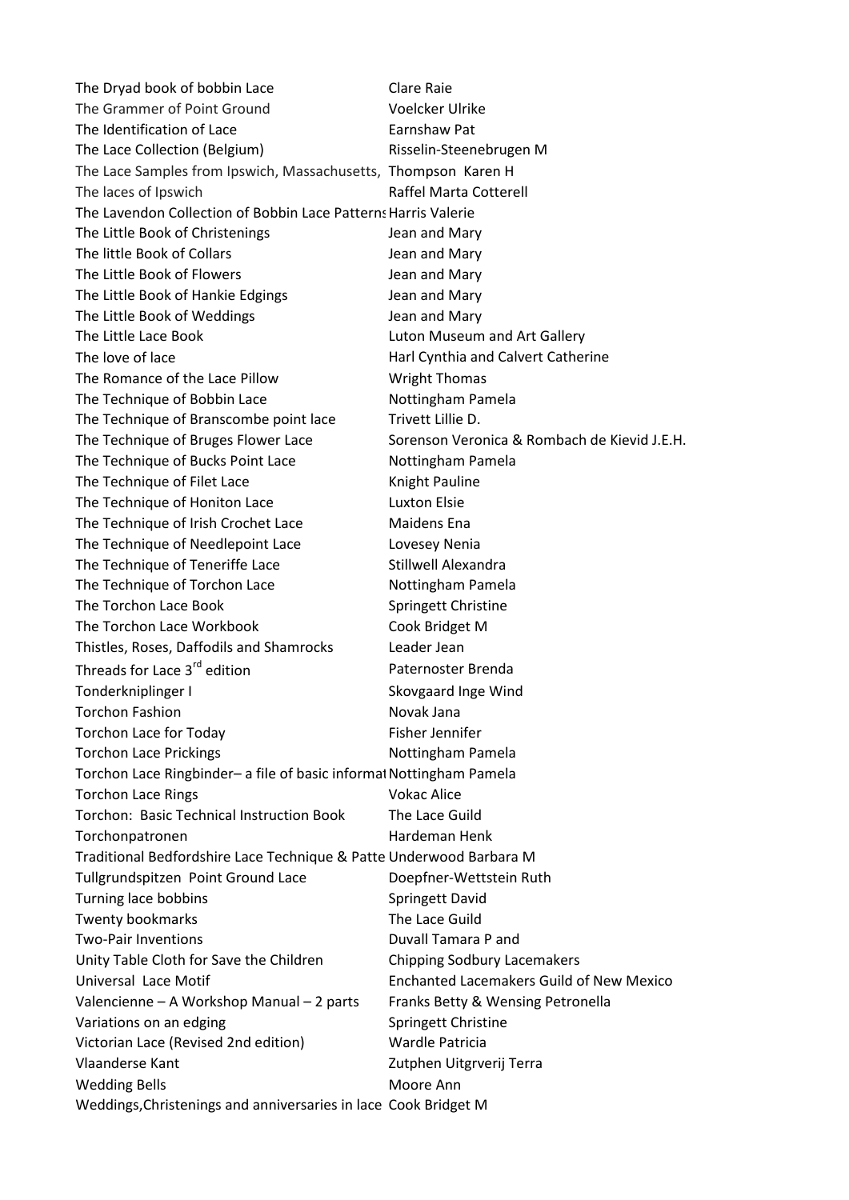| | |
|---|---|
| The Dryad book of bobbin Lace | Clare Raie |
| The Grammer of Point Ground | Voelcker Ulrike |
| The Identification of Lace | Earnshaw Pat |
| The Lace Collection (Belgium) | Risselin-Steenebrugen M |
| The Lace Samples from Ipswich, Massachusetts, | Thompson Karen H |
| The laces of Ipswich | Raffel Marta Cotterell |
| The Lavendon Collection of Bobbin Lace Patterns | Harris Valerie |
| The Little Book of Christenings | Jean and Mary |
| The little Book of Collars | Jean and Mary |
| The Little Book of Flowers | Jean and Mary |
| The Little Book of Hankie Edgings | Jean and Mary |
| The Little Book of Weddings | Jean and Mary |
| The Little Lace Book | Luton Museum and Art Gallery |
| The love of lace | Harl Cynthia and Calvert Catherine |
| The Romance of the Lace Pillow | Wright Thomas |
| The Technique of Bobbin Lace | Nottingham Pamela |
| The Technique of Branscombe point lace | Trivett Lillie D. |
| The Technique of Bruges Flower Lace | Sorenson Veronica & Rombach de Kievid J.E.H. |
| The Technique of Bucks Point Lace | Nottingham Pamela |
| The Technique of Filet Lace | Knight Pauline |
| The Technique of Honiton Lace | Luxton Elsie |
| The Technique of Irish Crochet Lace | Maidens Ena |
| The Technique of Needlepoint Lace | Lovesey Nenia |
| The Technique of Teneriffe Lace | Stillwell Alexandra |
| The Technique of Torchon Lace | Nottingham Pamela |
| The Torchon Lace Book | Springett Christine |
| The Torchon Lace Workbook | Cook Bridget M |
| Thistles, Roses, Daffodils and Shamrocks | Leader Jean |
| Threads for Lace 3rd edition | Paternoster Brenda |
| Tonderkniplinger I | Skovgaard Inge Wind |
| Torchon Fashion | Novak Jana |
| Torchon Lace for Today | Fisher Jennifer |
| Torchon Lace Prickings | Nottingham Pamela |
| Torchon Lace Ringbinder– a file of basic informat | Nottingham Pamela |
| Torchon Lace Rings | Vokac Alice |
| Torchon: Basic Technical Instruction Book | The Lace Guild |
| Torchonpatronen | Hardeman Henk |
| Traditional Bedfordshire Lace Technique & Patte | Underwood Barbara M |
| Tullgrundspitzen Point Ground Lace | Doepfner-Wettstein Ruth |
| Turning lace bobbins | Springett David |
| Twenty bookmarks | The Lace Guild |
| Two-Pair Inventions | Duvall Tamara P and |
| Unity Table Cloth for Save the Children | Chipping Sodbury Lacemakers |
| Universal Lace Motif | Enchanted Lacemakers Guild of New Mexico |
| Valencienne – A Workshop Manual – 2 parts | Franks Betty & Wensing Petronella |
| Variations on an edging | Springett Christine |
| Victorian Lace (Revised 2nd edition) | Wardle Patricia |
| Vlaanderse Kant | Zutphen Uitgrverij Terra |
| Wedding Bells | Moore Ann |
| Weddings,Christenings and anniversaries in lace | Cook Bridget M |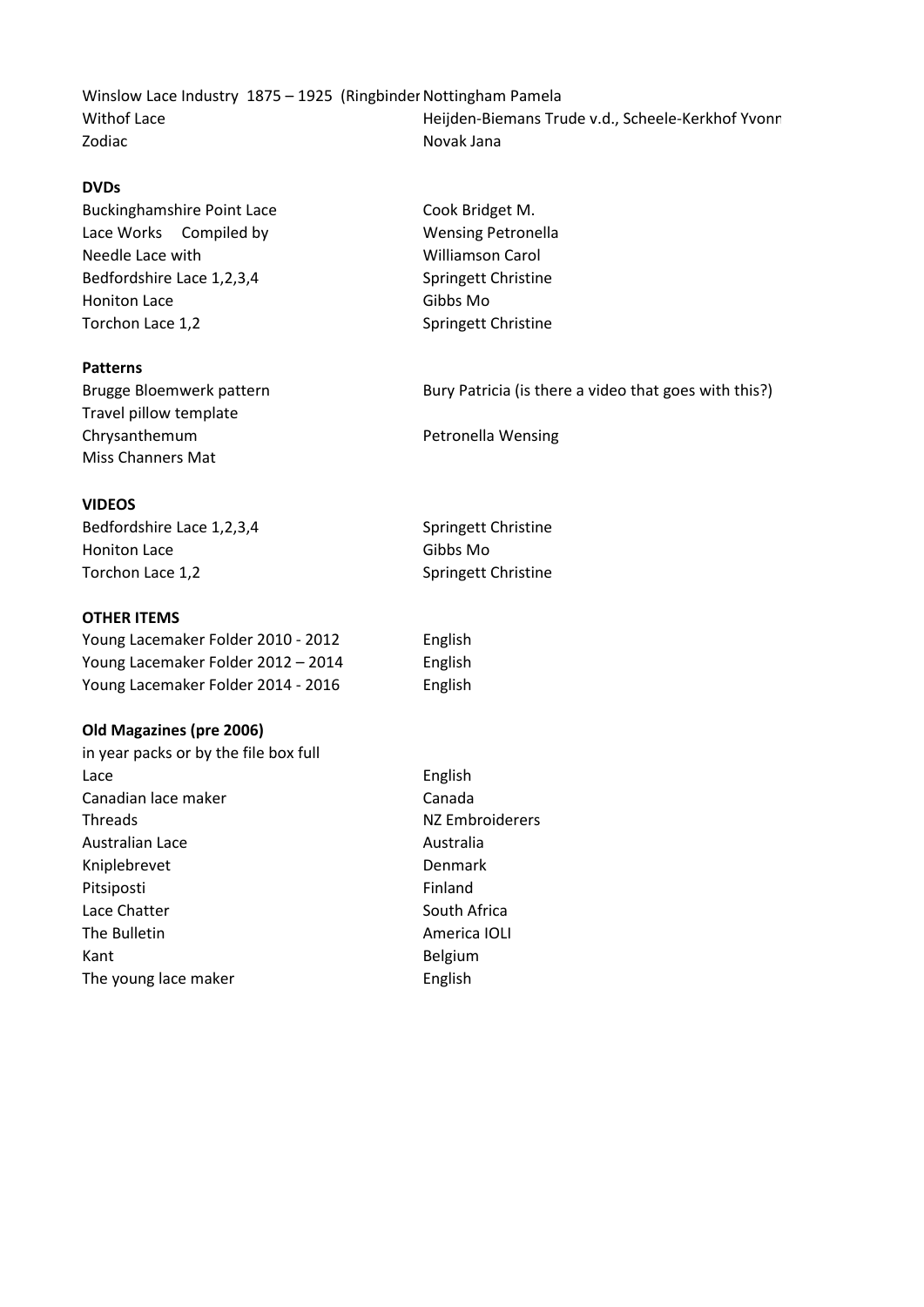| | |
|---|---|
| Winslow Lace Industry 1875 – 1925 (Ringbinder | Nottingham Pamela |
| Withof Lace | Heijden-Biemans Trude v.d., Scheele-Kerkhof Yvonn |
| Zodiac | Novak Jana |

**DVDs**

| | |
|---|---|
| Buckinghamshire Point Lace | Cook Bridget M. |
| Lace Works   Compiled by | Wensing Petronella |
| Needle Lace with | Williamson Carol |
| Bedfordshire Lace 1,2,3,4 | Springett Christine |
| Honiton Lace | Gibbs Mo |
| Torchon Lace 1,2 | Springett Christine |

**Patterns**

| | |
|---|---|
| Brugge Bloemwerk pattern | Bury Patricia (is there a video that goes with this?) |
| Travel pillow template | |
| Chrysanthemum | Petronella Wensing |
| Miss Channers Mat | |

**VIDEOS**

| | |
|---|---|
| Bedfordshire Lace 1,2,3,4 | Springett Christine |
| Honiton Lace | Gibbs Mo |
| Torchon Lace 1,2 | Springett Christine |

**OTHER ITEMS**

| | |
|---|---|
| Young Lacemaker Folder 2010 - 2012 | English |
| Young Lacemaker Folder 2012 – 2014 | English |
| Young Lacemaker Folder 2014 - 2016 | English |

**Old Magazines (pre 2006)**

in year packs or by the file box full

| | |
|---|---|
| Lace | English |
| Canadian lace maker | Canada |
| Threads | NZ Embroiderers |
| Australian Lace | Australia |
| Kniplebrevet | Denmark |
| Pitsiposti | Finland |
| Lace Chatter | South Africa |
| The Bulletin | America IOLI |
| Kant | Belgium |
| The young lace maker | English |